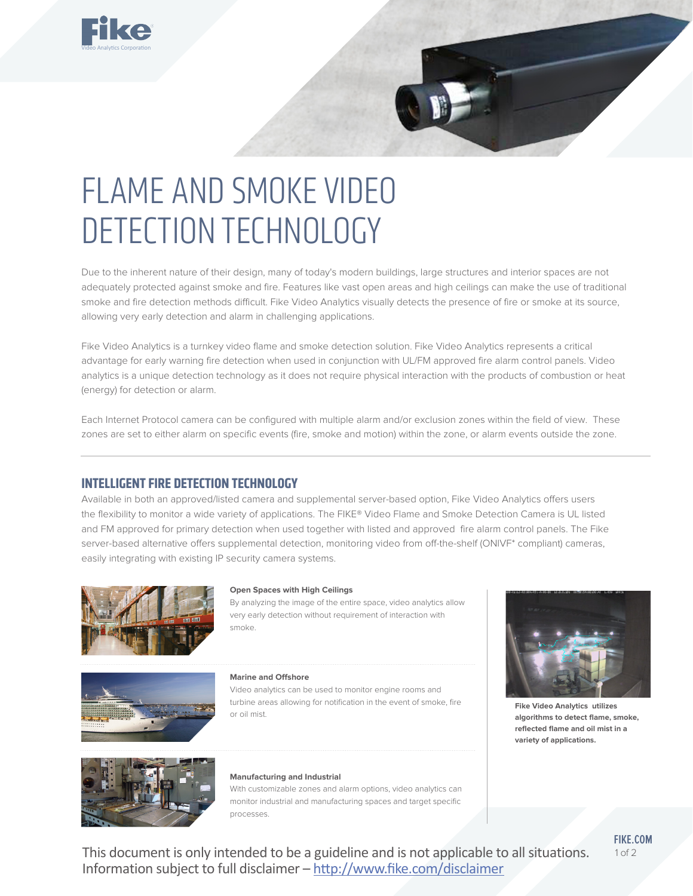# FLAME AND SMOKE VIDEO DETECTION TECHNOLOGY

Due to the inherent nature of their design, many of today's modern buildings, large structures and interior spaces are not adequately protected against smoke and fire. Features like vast open areas and high ceilings can make the use of traditional smoke and fire detection methods difficult. Fike Video Analytics visually detects the presence of fire or smoke at its source, allowing very early detection and alarm in challenging applications.

Fike Video Analytics is a turnkey video flame and smoke detection solution. Fike Video Analytics represents a critical advantage for early warning fire detection when used in conjunction with UL/FM approved fire alarm control panels. Video analytics is a unique detection technology as it does not require physical interaction with the products of combustion or heat (energy) for detection or alarm.

Each Internet Protocol camera can be configured with multiple alarm and/or exclusion zones within the field of view. These zones are set to either alarm on specific events (fire, smoke and motion) within the zone, or alarm events outside the zone.

## INTELLIGENT FIRE DETECTION TECHNOLOGY

Available in both an approved/listed camera and supplemental server-based option, Fike Video Analytics offers users the flexibility to monitor a wide variety of applications. The FIKE® Video Flame and Smoke Detection Camera is UL listed and FM approved for primary detection when used together with listed and approved fire alarm control panels. The Fike server-based alternative offers supplemental detection, monitoring video from off-the-shelf (ONIVF* compliant) cameras, easily integrating with existing IP security camera systems.

**Open Spaces with High Ceilings**
By analyzing the image of the entire space, video analytics allow very early detection without requirement of interaction with smoke.

**Marine and Offshore**
Video analytics can be used to monitor engine rooms and turbine areas allowing for notification in the event of smoke, fire or oil mist.

**Manufacturing and Industrial**
With customizable zones and alarm options, video analytics can monitor industrial and manufacturing spaces and target specific processes.

**Fike Video Analytics utilizes algorithms to detect flame, smoke, reflected flame and oil mist in a variety of applications.**

This document is only intended to be a guideline and is not applicable to all situations.
Information subject to full disclaimer – http://www.fike.com/disclaimer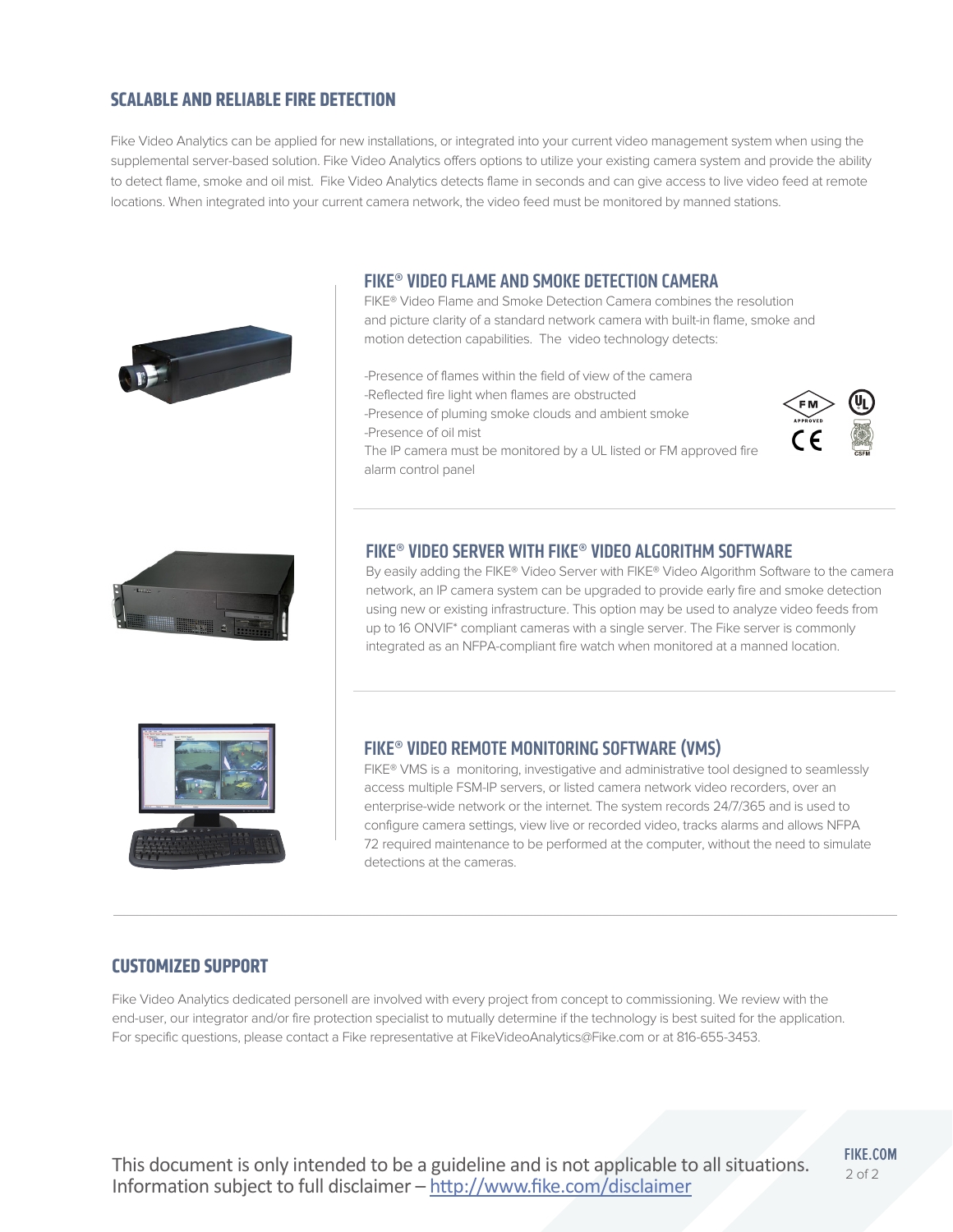## SCALABLE AND RELIABLE FIRE DETECTION

Fike Video Analytics can be applied for new installations, or integrated into your current video management system when using the supplemental server-based solution. Fike Video Analytics offers options to utilize your existing camera system and provide the ability to detect flame, smoke and oil mist. Fike Video Analytics detects flame in seconds and can give access to live video feed at remote locations. When integrated into your current camera network, the video feed must be monitored by manned stations.

### FIKE® VIDEO FLAME AND SMOKE DETECTION CAMERA

FIKE® Video Flame and Smoke Detection Camera combines the resolution and picture clarity of a standard network camera with built-in flame, smoke and motion detection capabilities. The video technology detects:

-Presence of flames within the field of view of the camera
-Reflected fire light when flames are obstructed
-Presence of pluming smoke clouds and ambient smoke
-Presence of oil mist
The IP camera must be monitored by a UL listed or FM approved fire alarm control panel

### FIKE® VIDEO SERVER WITH FIKE® VIDEO ALGORITHM SOFTWARE

By easily adding the FIKE® Video Server with FIKE® Video Algorithm Software to the camera network, an IP camera system can be upgraded to provide early fire and smoke detection using new or existing infrastructure. This option may be used to analyze video feeds from up to 16 ONVIF* compliant cameras with a single server. The Fike server is commonly integrated as an NFPA-compliant fire watch when monitored at a manned location.

### FIKE® VIDEO REMOTE MONITORING SOFTWARE (VMS)

FIKE® VMS is a monitoring, investigative and administrative tool designed to seamlessly access multiple FSM-IP servers, or listed camera network video recorders, over an enterprise-wide network or the internet. The system records 24/7/365 and is used to configure camera settings, view live or recorded video, tracks alarms and allows NFPA 72 required maintenance to be performed at the computer, without the need to simulate detections at the cameras.

## CUSTOMIZED SUPPORT

Fike Video Analytics dedicated personell are involved with every project from concept to commissioning. We review with the end-user, our integrator and/or fire protection specialist to mutually determine if the technology is best suited for the application. For specific questions, please contact a Fike representative at FikeVideoAnalytics@Fike.com or at 816-655-3453.

This document is only intended to be a guideline and is not applicable to all situations.
Information subject to full disclaimer – http://www.fike.com/disclaimer